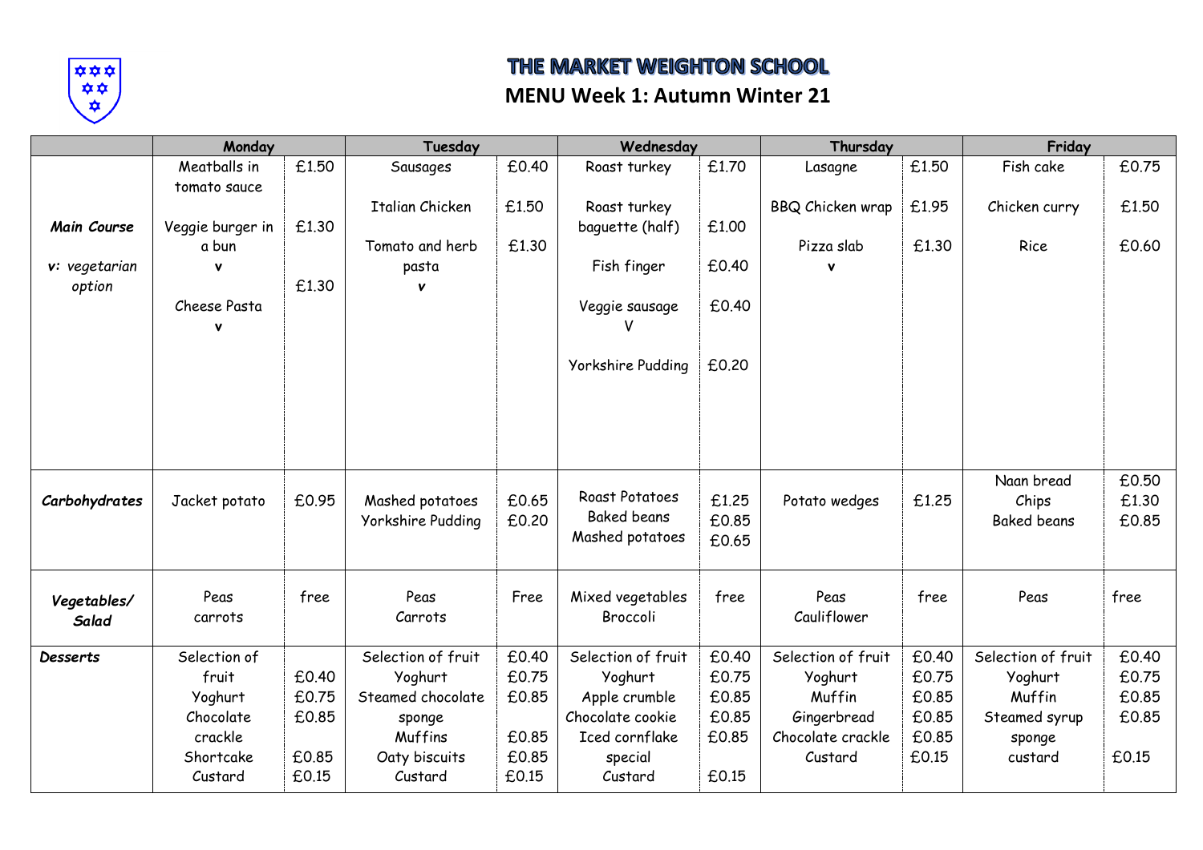# THE MARKET WEIGHTON SCHOOL

## MENU Week 1: Autumn Winter 21

| | Monday | | Tuesday | | Wednesday | | Thursday | | Friday | |
|---|---|---|---|---|---|---|---|---|---|---|
| ***Main Course*** *v: vegetarian option* | Meatballs in tomato sauce<br>Veggie burger in a bun v<br>Cheese Pasta v | £1.50<br>£1.30<br>£1.30 | Sausages<br>Italian Chicken<br>Tomato and herb pasta *v* | £0.40<br>£1.50<br>£1.30 | Roast turkey<br>Roast turkey baguette (half)<br>Fish finger<br>Veggie sausage V<br>Yorkshire Pudding | £1.70<br>£1.00<br>£0.40<br>£0.40<br>£0.20 | Lasagne<br>BBQ Chicken wrap<br>Pizza slab v | £1.50<br>£1.95<br>£1.30 | Fish cake<br>Chicken curry<br>Rice | £0.75<br>£1.50<br>£0.60 |
| ***Carbohydrates*** | Jacket potato | £0.95 | Mashed potatoes<br>Yorkshire Pudding | £0.65<br>£0.20 | Roast Potatoes<br>Baked beans<br>Mashed potatoes | £1.25<br>£0.85<br>£0.65 | Potato wedges | £1.25 | Naan bread<br>Chips<br>Baked beans | £0.50<br>£1.30<br>£0.85 |
| ***Vegetables/ Salad*** | Peas<br>carrots | free | Peas<br>Carrots | Free | Mixed vegetables<br>Broccoli | free | Peas<br>Cauliflower | free | Peas | free |
| ***Desserts*** | Selection of fruit<br>Yoghurt<br>Chocolate crackle<br>Shortcake<br>Custard | £0.40<br>£0.75<br>£0.85<br>£0.85<br>£0.15 | Selection of fruit<br>Yoghurt<br>Steamed chocolate sponge<br>Muffins<br>Oaty biscuits<br>Custard | £0.40<br>£0.75<br>£0.85<br>£0.85<br>£0.85<br>£0.15 | Selection of fruit<br>Yoghurt<br>Apple crumble<br>Chocolate cookie<br>Iced cornflake special<br>Custard | £0.40<br>£0.75<br>£0.85<br>£0.85<br>£0.85<br>£0.15 | Selection of fruit<br>Yoghurt<br>Muffin<br>Gingerbread<br>Chocolate crackle<br>Custard | £0.40<br>£0.75<br>£0.85<br>£0.85<br>£0.85<br>£0.15 | Selection of fruit<br>Yoghurt<br>Muffin<br>Steamed syrup sponge<br>custard | £0.40<br>£0.75<br>£0.85<br>£0.85<br>£0.15 |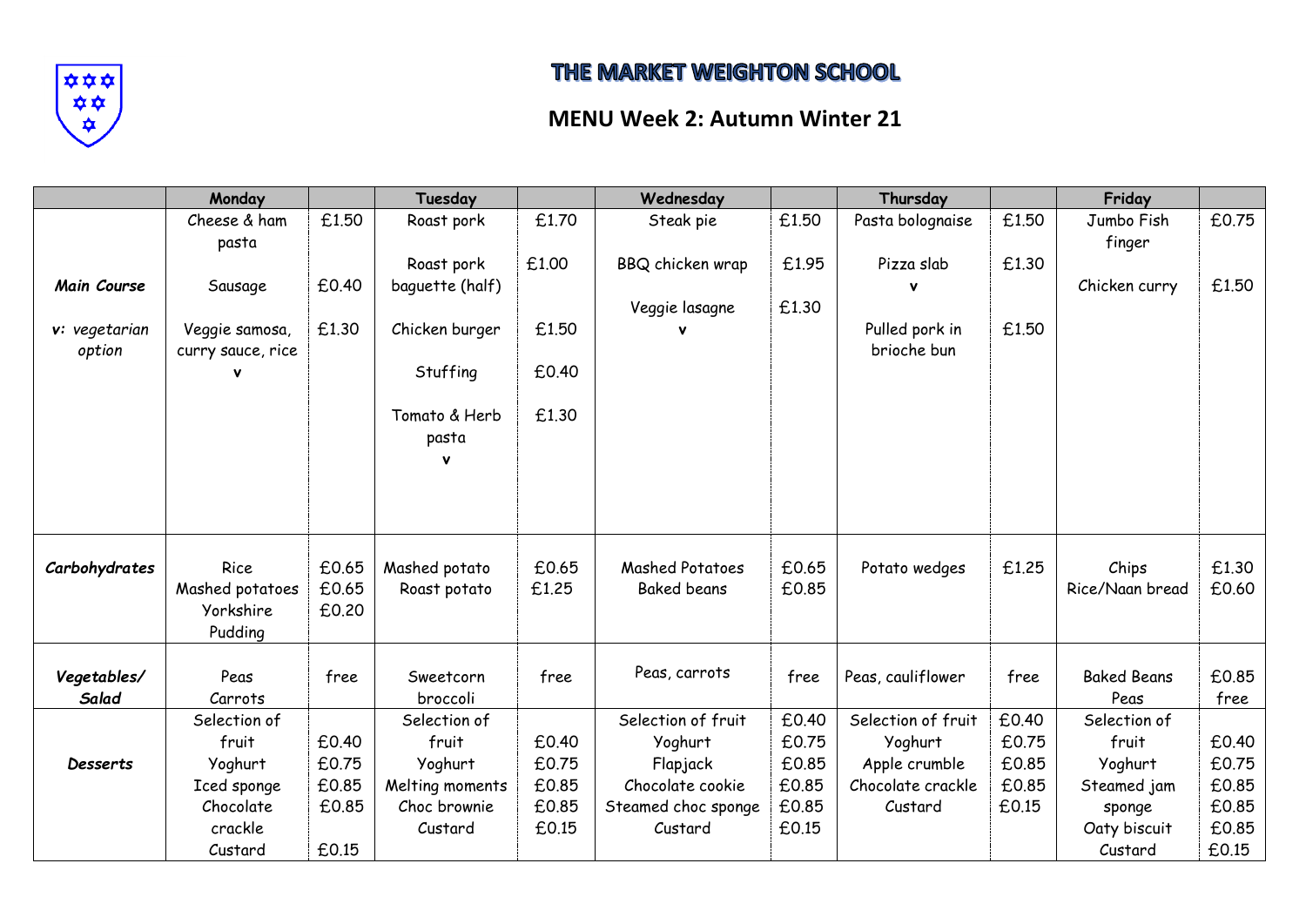# THE MARKET WEIGHTON SCHOOL

## MENU Week 2: Autumn Winter 21

| | Monday | | Tuesday | | Wednesday | | Thursday | | Friday | |
|---|---|---|---|---|---|---|---|---|---|---|
| ***Main Course*** <br><br> ***v:*** *vegetarian option* | Cheese & ham pasta <br> Sausage <br> Veggie samosa, curry sauce, rice **v** | £1.50 <br> £0.40 <br> £1.30 | Roast pork <br> Roast pork baguette (half) <br> Chicken burger <br> Stuffing <br> Tomato & Herb pasta **v** | £1.70 <br> £1.00 <br> £1.50 <br> £0.40 <br> £1.30 | Steak pie <br> BBQ chicken wrap <br> Veggie lasagne **v** | £1.50 <br> £1.95 <br> £1.30 | Pasta bolognaise <br> Pizza slab **v** <br> Pulled pork in brioche bun | £1.50 <br> £1.30 <br> £1.50 | Jumbo Fish finger <br> Chicken curry | £0.75 <br> £1.50 |
| ***Carbohydrates*** | Rice <br> Mashed potatoes <br> Yorkshire Pudding | £0.65 <br> £0.65 <br> £0.20 | Mashed potato <br> Roast potato | £0.65 <br> £1.25 | Mashed Potatoes <br> Baked beans | £0.65 <br> £0.85 | Potato wedges | £1.25 | Chips <br> Rice/Naan bread | £1.30 <br> £0.60 |
| ***Vegetables/ Salad*** | Peas <br> Carrots | free | Sweetcorn <br> broccoli | free | Peas, carrots | free | Peas, cauliflower | free | Baked Beans <br> Peas | £0.85 <br> free |
| ***Desserts*** | Selection of fruit <br> Yoghurt <br> Iced sponge <br> Chocolate crackle <br> Custard | £0.40 <br> £0.75 <br> £0.85 <br> £0.85 <br> £0.15 | Selection of fruit <br> Yoghurt <br> Melting moments <br> Choc brownie <br> Custard | £0.40 <br> £0.75 <br> £0.85 <br> £0.85 <br> £0.15 | Selection of fruit <br> Yoghurt <br> Flapjack <br> Chocolate cookie <br> Steamed choc sponge <br> Custard | £0.40 <br> £0.75 <br> £0.85 <br> £0.85 <br> £0.85 <br> £0.15 | Selection of fruit <br> Yoghurt <br> Apple crumble <br> Chocolate crackle <br> Custard | £0.40 <br> £0.75 <br> £0.85 <br> £0.85 <br> £0.15 | Selection of fruit <br> Yoghurt <br> Steamed jam sponge <br> Oaty biscuit <br> Custard | £0.40 <br> £0.75 <br> £0.85 <br> £0.85 <br> £0.85 <br> £0.15 |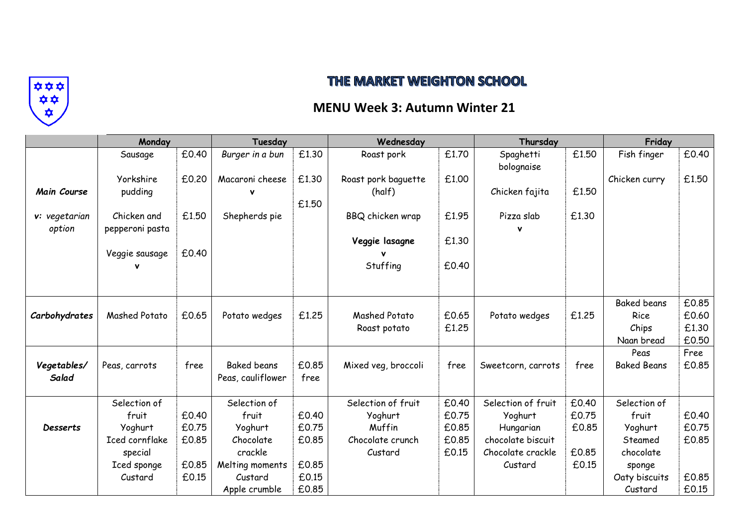# THE MARKET WEIGHTON SCHOOL

## MENU Week 3: Autumn Winter 21

| | Monday | | Tuesday | | Wednesday | | Thursday | | Friday | |
|---|---|---|---|---|---|---|---|---|---|---|
| ***Main Course***<br><br>***v:** vegetarian option* | Sausage<br><br>Yorkshire pudding<br><br>Chicken and pepperoni pasta<br><br>Veggie sausage **v** | £0.40<br><br>£0.20<br><br>£1.50<br><br>£0.40 | *Burger in a bun*<br><br>Macaroni cheese **v**<br><br>Shepherds pie | £1.30<br><br>£1.30<br><br>£1.50 | Roast pork<br><br>Roast pork baguette (half)<br><br>BBQ chicken wrap<br><br>**Veggie lasagne v**<br><br>Stuffing | £1.70<br><br>£1.00<br><br>£1.95<br><br>£1.30<br><br>£0.40 | Spaghetti bolognaise<br><br>Chicken fajita<br><br>Pizza slab **v** | £1.50<br><br>£1.50<br><br>£1.30 | Fish finger<br><br>Chicken curry | £0.40<br><br>£1.50 |
| ***Carbohydrates*** | Mashed Potato | £0.65 | Potato wedges | £1.25 | Mashed Potato<br>Roast potato | £0.65<br>£1.25 | Potato wedges | £1.25 | Baked beans<br>Rice<br>Chips<br>Naan bread | £0.85<br>£0.60<br>£1.30<br>£0.50 |
| ***Vegetables/ Salad*** | Peas, carrots | free | Baked beans<br>Peas, cauliflower | £0.85<br>free | Mixed veg, broccoli | free | Sweetcorn, carrots | free | Peas<br>Baked Beans | Free<br>£0.85 |
| ***Desserts*** | Selection of fruit<br>Yoghurt<br>Iced cornflake special<br>Iced sponge<br>Custard | £0.40<br>£0.75<br>£0.85<br><br>£0.85<br>£0.15 | Selection of fruit<br>Yoghurt<br>Chocolate crackle<br>Melting moments<br>Custard<br>Apple crumble | £0.40<br>£0.75<br>£0.85<br><br>£0.85<br>£0.15<br>£0.85 | Selection of fruit<br>Yoghurt<br>Muffin<br>Chocolate crunch<br>Custard | £0.40<br>£0.75<br>£0.85<br>£0.85<br>£0.15 | Selection of fruit<br>Yoghurt<br>Hungarian chocolate biscuit<br>Chocolate crackle<br>Custard | £0.40<br>£0.75<br>£0.85<br><br>£0.85<br>£0.15 | Selection of fruit<br>Yoghurt<br>Steamed chocolate sponge<br>Oaty biscuits<br>Custard | £0.40<br>£0.75<br>£0.85<br><br>£0.85<br>£0.15 |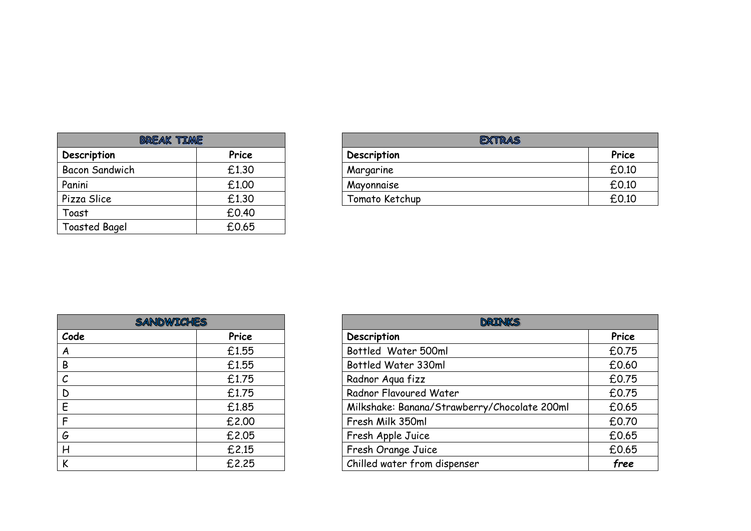| BREAK TIME | |
|---|---|
| **Description** | **Price** |
| Bacon Sandwich | £1.30 |
| Panini | £1.00 |
| Pizza Slice | £1.30 |
| Toast | £0.40 |
| Toasted Bagel | £0.65 |

| EXTRAS | |
|---|---|
| **Description** | **Price** |
| Margarine | £0.10 |
| Mayonnaise | £0.10 |
| Tomato Ketchup | £0.10 |

| SANDWICHES | |
|---|---|
| **Code** | **Price** |
| A | £1.55 |
| B | £1.55 |
| C | £1.75 |
| D | £1.75 |
| E | £1.85 |
| F | £2.00 |
| G | £2.05 |
| H | £2.15 |
| K | £2.25 |

| DRINKS | |
|---|---|
| **Description** | **Price** |
| Bottled Water 500ml | £0.75 |
| Bottled Water 330ml | £0.60 |
| Radnor Aqua fizz | £0.75 |
| Radnor Flavoured Water | £0.75 |
| Milkshake: Banana/Strawberry/Chocolate 200ml | £0.65 |
| Fresh Milk 350ml | £0.70 |
| Fresh Apple Juice | £0.65 |
| Fresh Orange Juice | £0.65 |
| Chilled water from dispenser | ***free*** |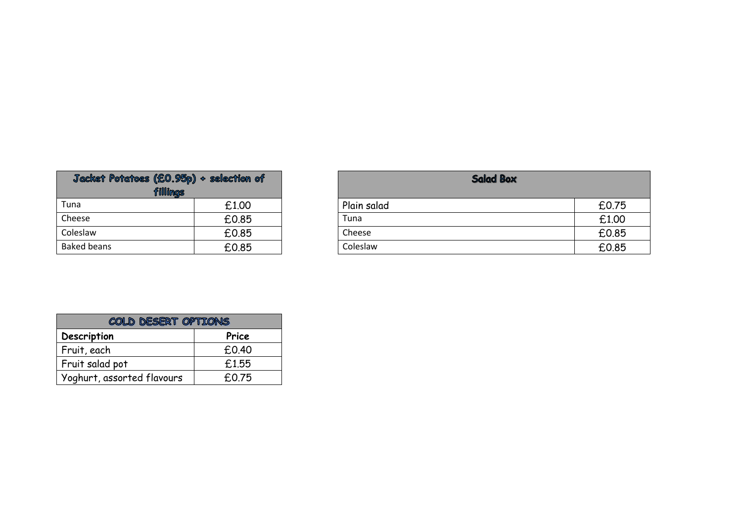| Jacket Potatoes (£0.95p) + selection of fillings | |
|---|---|
| Tuna | £1.00 |
| Cheese | £0.85 |
| Coleslaw | £0.85 |
| Baked beans | £0.85 |

| Salad Box | |
|---|---|
| Plain salad | £0.75 |
| Tuna | £1.00 |
| Cheese | £0.85 |
| Coleslaw | £0.85 |

| COLD DESERT OPTIONS | |
|---|---|
| **Description** | **Price** |
| Fruit, each | £0.40 |
| Fruit salad pot | £1.55 |
| Yoghurt, assorted flavours | £0.75 |